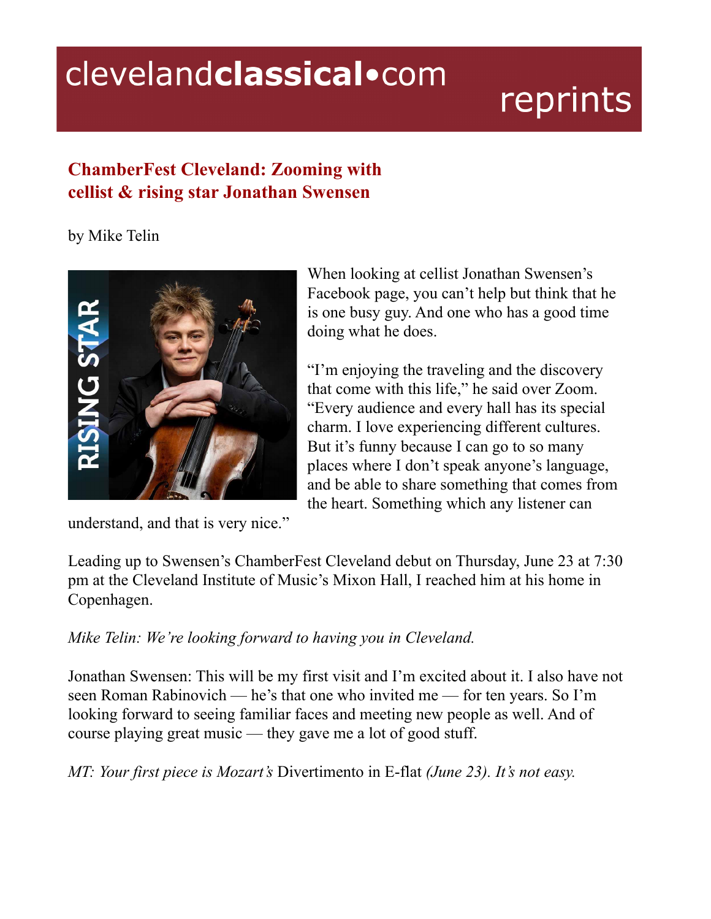# ChamberFest Cleveland: Zooming with cellist & rising star Jonathan Swensen

by Mike Telin

When looking at cellist Jonathan Swensen's Facebook page, you can't help but think that he is one busy guy. And one who has a good time doing what he does.

"I'm enjoying the traveling and the discovery that come with this life," he said over Zoom. "Every audience and every hall has its special charm. I love experiencing different cultures. But it's funny because I can go to so many places where I don't speak anyone's language, and be able to share something that comes from the heart. Something which any listener can understand, and that is very nice."

Leading up to Swensen's ChamberFest Cleveland debut on Thursday, June 23 at 7:30 pm at the Cleveland Institute of Music's Mixon Hall, I reached him at his home in Copenhagen.

*Mike Telin: We're looking forward to having you in Cleveland.*

Jonathan Swensen: This will be my first visit and I'm excited about it. I also have not seen Roman Rabinovich — he's that one who invited me — for ten years. So I'm looking forward to seeing familiar faces and meeting new people as well. And of course playing great music — they gave me a lot of good stuff.

*MT: Your first piece is Mozart's* Divertimento in E-flat *(June 23). It's not easy.*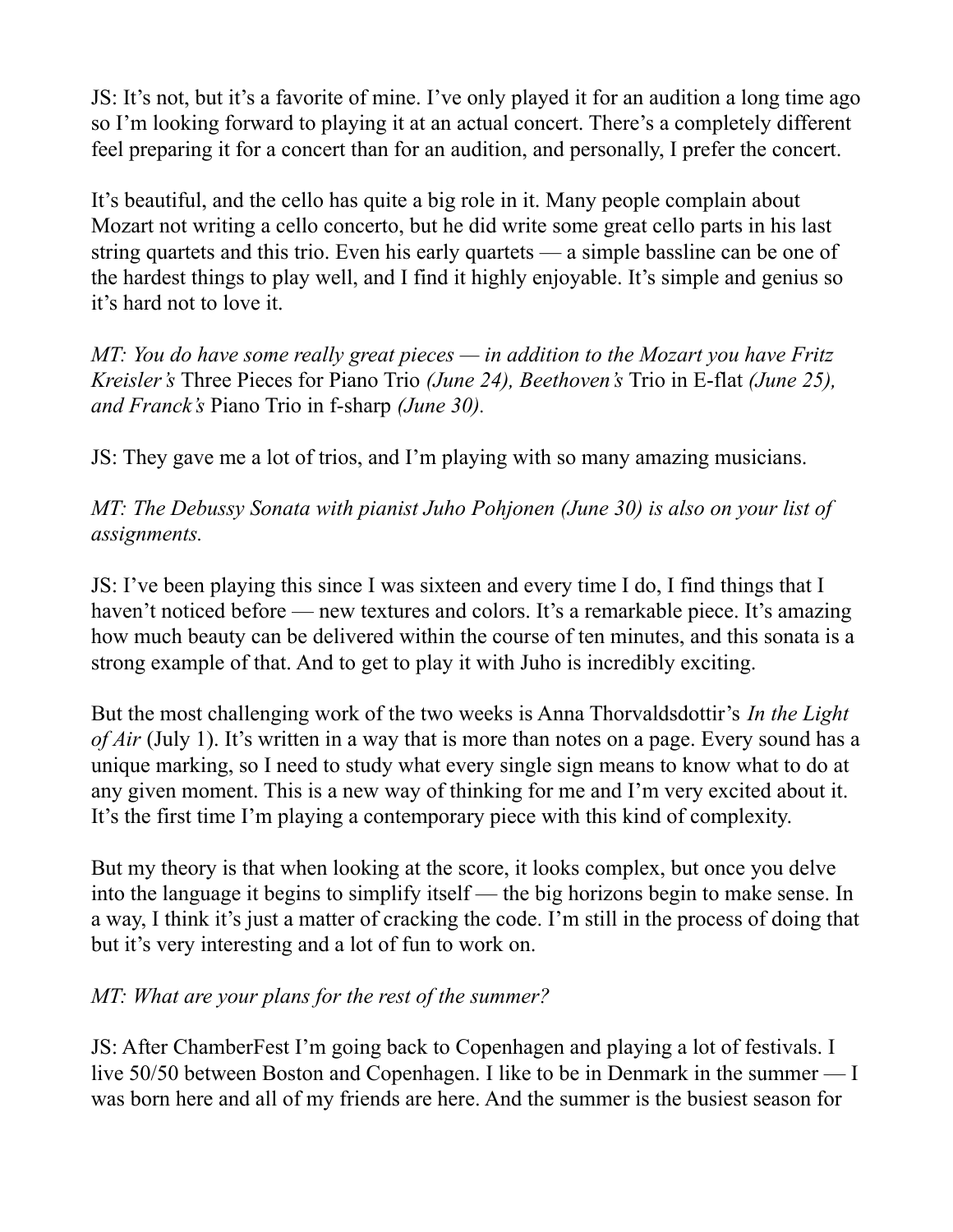JS: It's not, but it's a favorite of mine. I've only played it for an audition a long time ago so I'm looking forward to playing it at an actual concert. There's a completely different feel preparing it for a concert than for an audition, and personally, I prefer the concert.

It's beautiful, and the cello has quite a big role in it. Many people complain about Mozart not writing a cello concerto, but he did write some great cello parts in his last string quartets and this trio. Even his early quartets — a simple bassline can be one of the hardest things to play well, and I find it highly enjoyable. It's simple and genius so it's hard not to love it.

*MT: You do have some really great pieces — in addition to the Mozart you have Fritz Kreisler's* Three Pieces for Piano Trio *(June 24), Beethoven's* Trio in E-flat *(June 25), and Franck's* Piano Trio in f-sharp *(June 30).*

JS: They gave me a lot of trios, and I'm playing with so many amazing musicians.

*MT: The Debussy Sonata with pianist Juho Pohjonen (June 30) is also on your list of assignments.*

JS: I've been playing this since I was sixteen and every time I do, I find things that I haven't noticed before — new textures and colors. It's a remarkable piece. It's amazing how much beauty can be delivered within the course of ten minutes, and this sonata is a strong example of that. And to get to play it with Juho is incredibly exciting.

But the most challenging work of the two weeks is Anna Thorvaldsdottir's *In the Light of Air* (July 1). It's written in a way that is more than notes on a page. Every sound has a unique marking, so I need to study what every single sign means to know what to do at any given moment. This is a new way of thinking for me and I'm very excited about it. It's the first time I'm playing a contemporary piece with this kind of complexity.

But my theory is that when looking at the score, it looks complex, but once you delve into the language it begins to simplify itself — the big horizons begin to make sense. In a way, I think it's just a matter of cracking the code. I'm still in the process of doing that but it's very interesting and a lot of fun to work on.

*MT: What are your plans for the rest of the summer?*

JS: After ChamberFest I'm going back to Copenhagen and playing a lot of festivals. I live 50/50 between Boston and Copenhagen. I like to be in Denmark in the summer — I was born here and all of my friends are here. And the summer is the busiest season for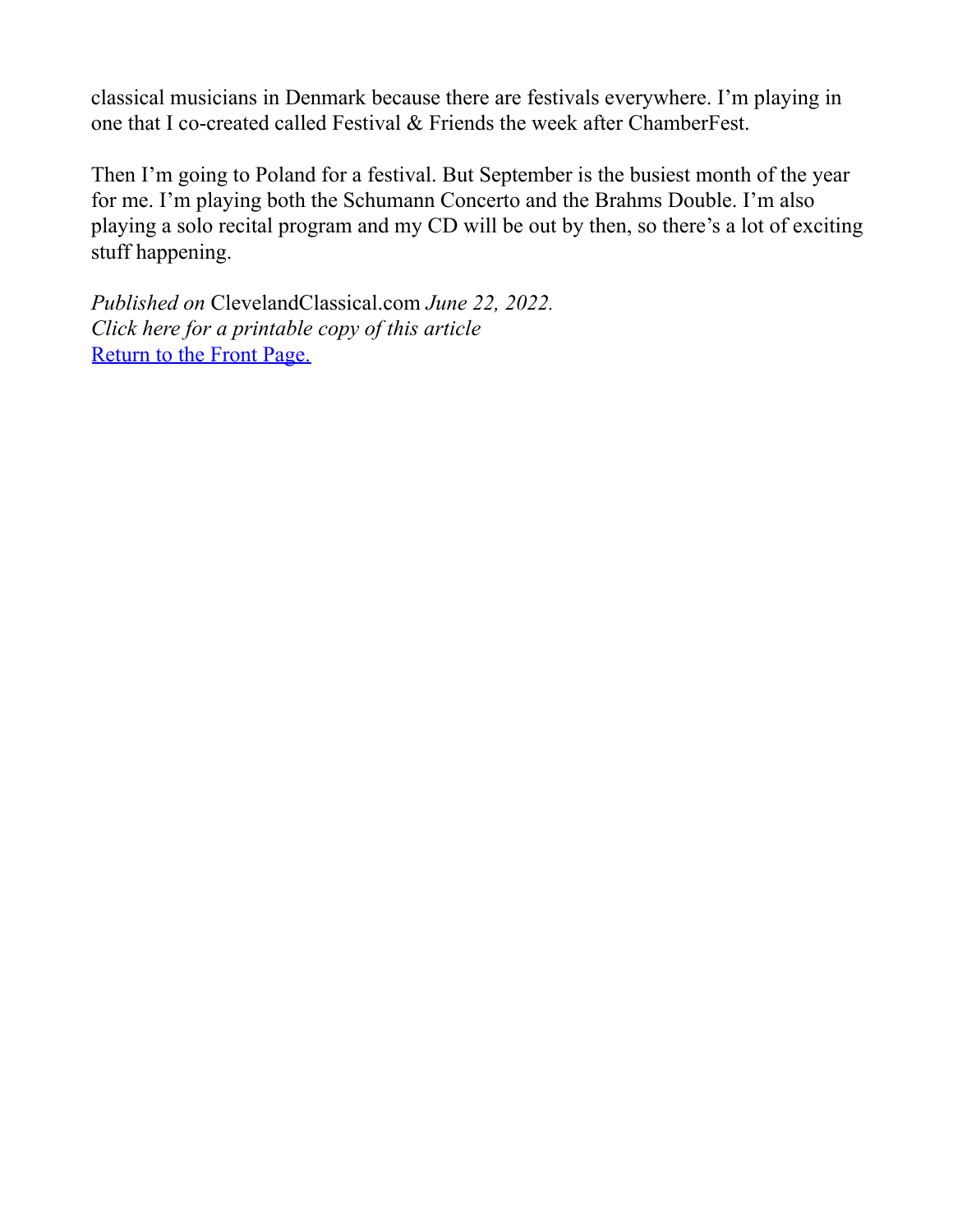classical musicians in Denmark because there are festivals everywhere. I'm playing in one that I co-created called Festival & Friends the week after ChamberFest.

Then I'm going to Poland for a festival. But September is the busiest month of the year for me. I'm playing both the Schumann Concerto and the Brahms Double. I'm also playing a solo recital program and my CD will be out by then, so there's a lot of exciting stuff happening.

*Published on* ClevelandClassical.com *June 22, 2022.*
*Click here for a printable copy of this article*
Return to the Front Page.